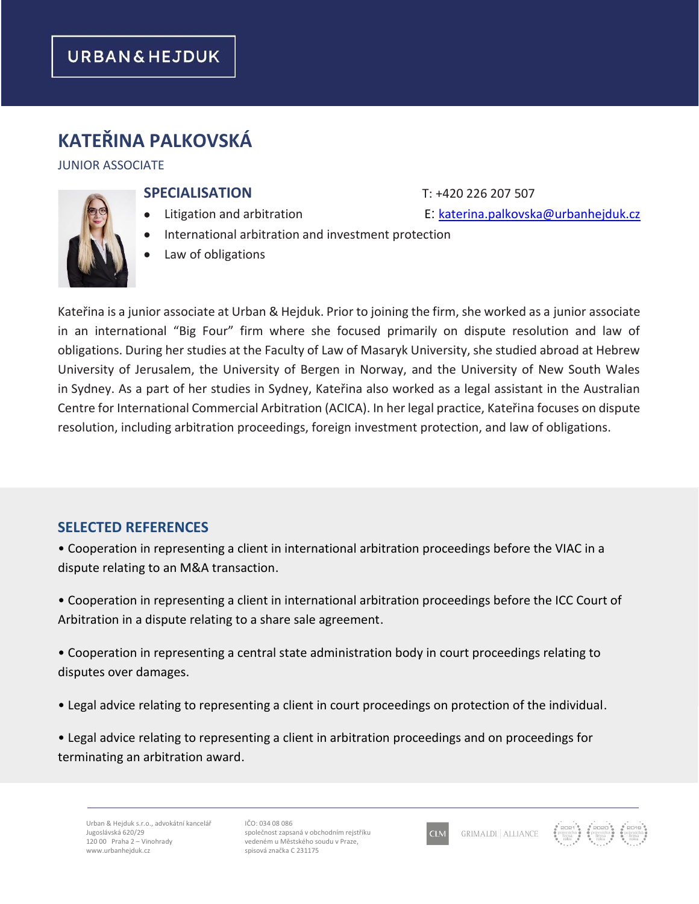URBAN & HEJDUK

# KATEŘINA PALKOVSKÁ

JUNIOR ASSOCIATE

T: +420 226 207 507

E: katerina.palkovska@urbanhejduk.cz

## SPECIALISATION

- Litigation and arbitration
- International arbitration and investment protection
- Law of obligations

Kateřina is a junior associate at Urban & Hejduk. Prior to joining the firm, she worked as a junior associate in an international "Big Four" firm where she focused primarily on dispute resolution and law of obligations. During her studies at the Faculty of Law of Masaryk University, she studied abroad at Hebrew University of Jerusalem, the University of Bergen in Norway, and the University of New South Wales in Sydney. As a part of her studies in Sydney, Kateřina also worked as a legal assistant in the Australian Centre for International Commercial Arbitration (ACICA). In her legal practice, Kateřina focuses on dispute resolution, including arbitration proceedings, foreign investment protection, and law of obligations.

## SELECTED REFERENCES

- Cooperation in representing a client in international arbitration proceedings before the VIAC in a dispute relating to an M&A transaction.
- Cooperation in representing a client in international arbitration proceedings before the ICC Court of Arbitration in a dispute relating to a share sale agreement.
- Cooperation in representing a central state administration body in court proceedings relating to disputes over damages.
- Legal advice relating to representing a client in court proceedings on protection of the individual.
- Legal advice relating to representing a client in arbitration proceedings and on proceedings for terminating an arbitration award.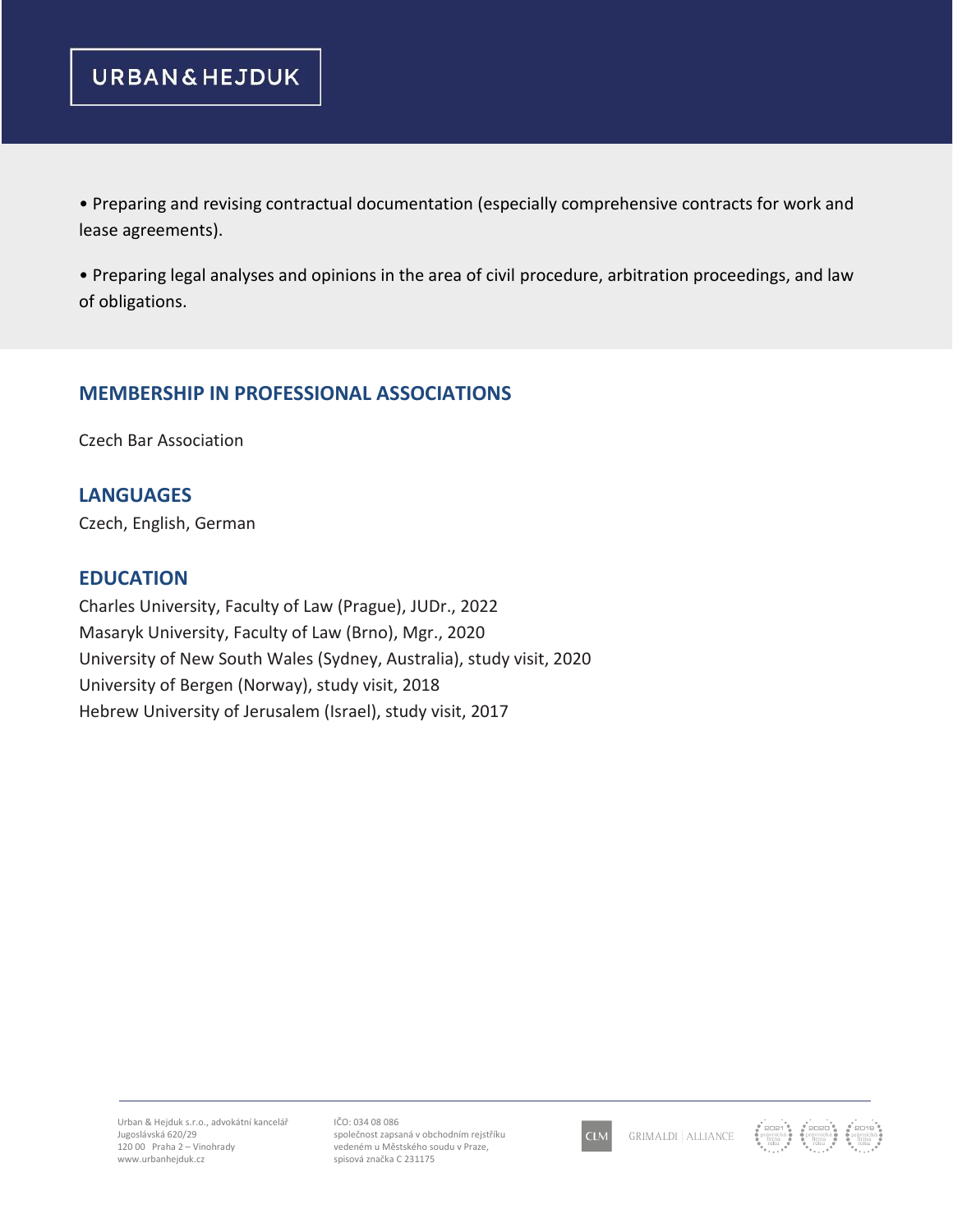- Preparing and revising contractual documentation (especially comprehensive contracts for work and lease agreements).
- Preparing legal analyses and opinions in the area of civil procedure, arbitration proceedings, and law of obligations.

## MEMBERSHIP IN PROFESSIONAL ASSOCIATIONS

Czech Bar Association

## LANGUAGES

Czech, English, German

## EDUCATION

Charles University, Faculty of Law (Prague), JUDr., 2022
Masaryk University, Faculty of Law (Brno), Mgr., 2020
University of New South Wales (Sydney, Australia), study visit, 2020
University of Bergen (Norway), study visit, 2018
Hebrew University of Jerusalem (Israel), study visit, 2017